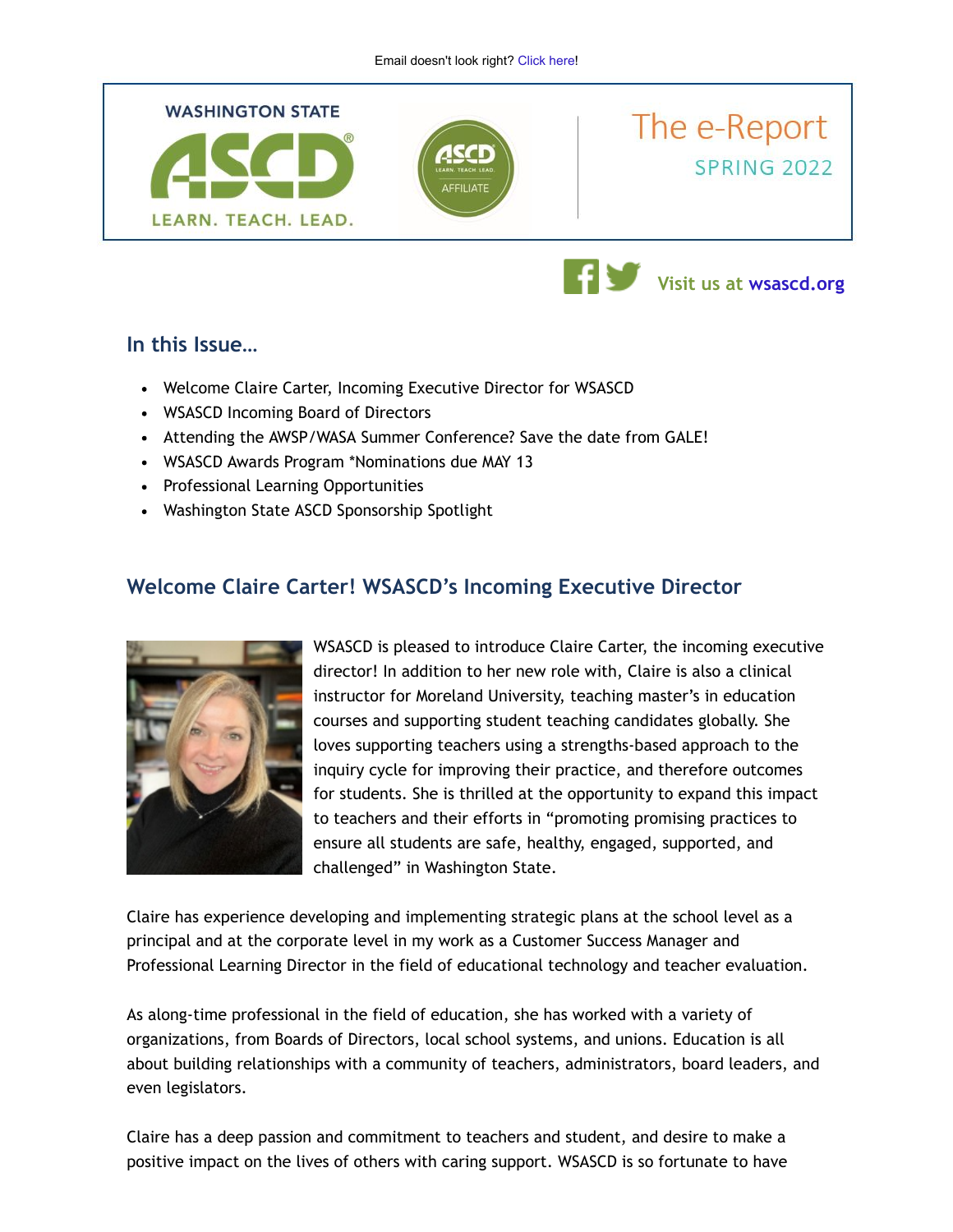Email doesn't look right? Click here!

WASHINGTON STATE ASCD LEARN. TEACH. LEAD.

# The e-Report

SPRING 2022

Visit us at wsascd.org

## In this Issue...

- Welcome Claire Carter, Incoming Executive Director for WSASCD
- WSASCD Incoming Board of Directors
- Attending the AWSP/WASA Summer Conference? Save the date from GALE!
- WSASCD Awards Program *Nominations due MAY 13
- Professional Learning Opportunities
- Washington State ASCD Sponsorship Spotlight

## Welcome Claire Carter! WSASCD's Incoming Executive Director

WSASCD is pleased to introduce Claire Carter, the incoming executive director! In addition to her new role with, Claire is also a clinical instructor for Moreland University, teaching master's in education courses and supporting student teaching candidates globally. She loves supporting teachers using a strengths-based approach to the inquiry cycle for improving their practice, and therefore outcomes for students. She is thrilled at the opportunity to expand this impact to teachers and their efforts in "promoting promising practices to ensure all students are safe, healthy, engaged, supported, and challenged" in Washington State.

Claire has experience developing and implementing strategic plans at the school level as a principal and at the corporate level in my work as a Customer Success Manager and Professional Learning Director in the field of educational technology and teacher evaluation.

As along-time professional in the field of education, she has worked with a variety of organizations, from Boards of Directors, local school systems, and unions. Education is all about building relationships with a community of teachers, administrators, board leaders, and even legislators.

Claire has a deep passion and commitment to teachers and student, and desire to make a positive impact on the lives of others with caring support. WSASCD is so fortunate to have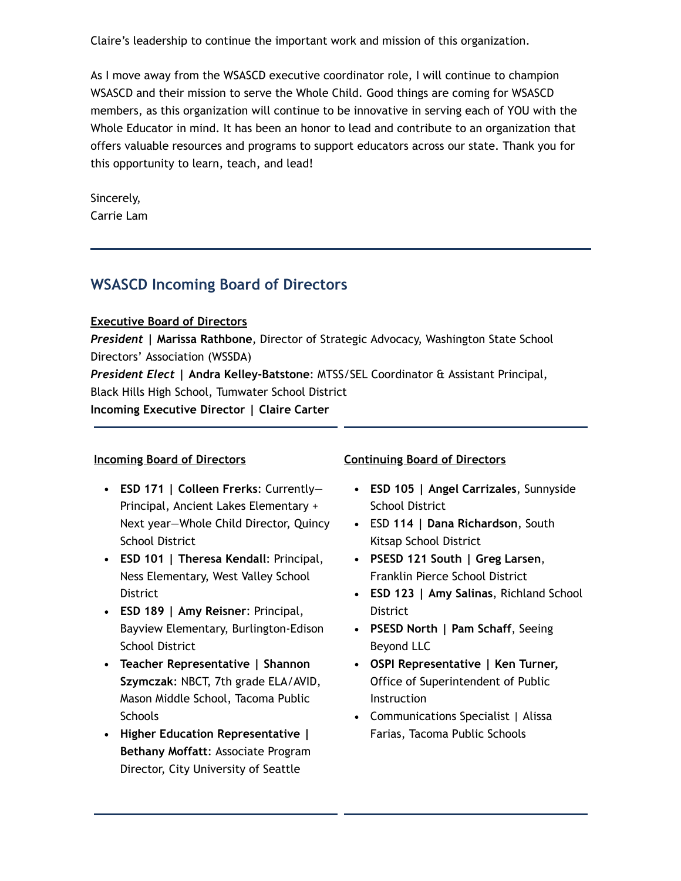Claire's leadership to continue the important work and mission of this organization.

As I move away from the WSASCD executive coordinator role, I will continue to champion WSASCD and their mission to serve the Whole Child. Good things are coming for WSASCD members, as this organization will continue to be innovative in serving each of YOU with the Whole Educator in mind. It has been an honor to lead and contribute to an organization that offers valuable resources and programs to support educators across our state. Thank you for this opportunity to learn, teach, and lead!

Sincerely,
Carrie Lam

---

## WSASCD Incoming Board of Directors

**Executive Board of Directors**
***President* | Marissa Rathbone**, Director of Strategic Advocacy, Washington State School Directors' Association (WSSDA)
***President Elect* | Andra Kelley-Batstone**: MTSS/SEL Coordinator & Assistant Principal, Black Hills High School, Tumwater School District
**Incoming Executive Director | Claire Carter**

**Incoming Board of Directors**

- **ESD 171 | Colleen Frerks**: Currently—Principal, Ancient Lakes Elementary + Next year—Whole Child Director, Quincy School District
- **ESD 101 | Theresa Kendall**: Principal, Ness Elementary, West Valley School District
- **ESD 189 | Amy Reisner**: Principal, Bayview Elementary, Burlington-Edison School District
- **Teacher Representative | Shannon Szymczak**: NBCT, 7th grade ELA/AVID, Mason Middle School, Tacoma Public Schools
- **Higher Education Representative | Bethany Moffatt**: Associate Program Director, City University of Seattle

**Continuing Board of Directors**

- **ESD 105 | Angel Carrizales**, Sunnyside School District
- ESD **114 | Dana Richardson**, South Kitsap School District
- **PSESD 121 South | Greg Larsen**, Franklin Pierce School District
- **ESD 123 | Amy Salinas**, Richland School District
- **PSESD North | Pam Schaff**, Seeing Beyond LLC
- **OSPI Representative | Ken Turner,** Office of Superintendent of Public Instruction
- Communications Specialist | Alissa Farias, Tacoma Public Schools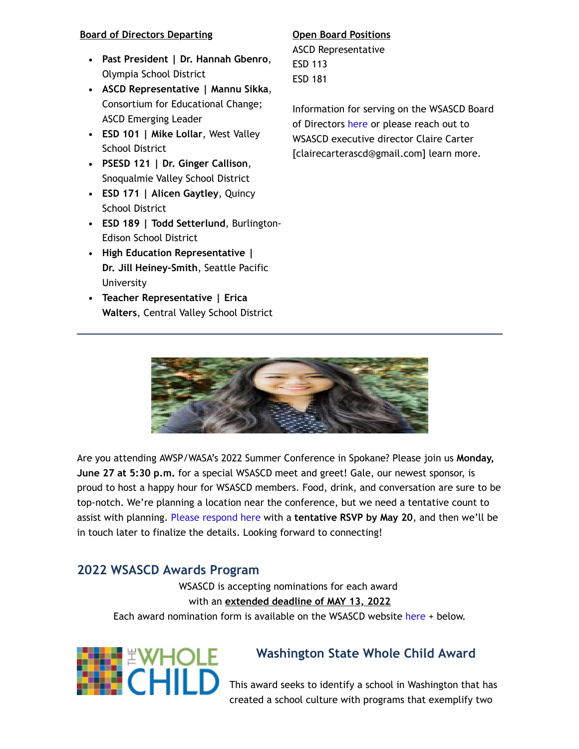**Board of Directors Departing**

- **Past President | Dr. Hannah Gbenro**, Olympia School District
- **ASCD Representative | Mannu Sikka**, Consortium for Educational Change; ASCD Emerging Leader
- **ESD 101 | Mike Lollar**, West Valley School District
- **PSESD 121 | Dr. Ginger Callison**, Snoqualmie Valley School District
- **ESD 171 | Alicen Gaytley**, Quincy School District
- **ESD 189 | Todd Setterlund**, Burlington-Edison School District
- **High Education Representative | Dr. Jill Heiney-Smith**, Seattle Pacific University
- **Teacher Representative | Erica Walters**, Central Valley School District

**Open Board Positions**

ASCD Representative
ESD 113
ESD 181

Information for serving on the WSASCD Board of Directors here or please reach out to WSASCD executive director Claire Carter [clairecarterascd@gmail.com] learn more.

---

Are you attending AWSP/WASA's 2022 Summer Conference in Spokane? Please join us **Monday, June 27 at 5:30 p.m.** for a special WSASCD meet and greet! Gale, our newest sponsor, is proud to host a happy hour for WSASCD members. Food, drink, and conversation are sure to be top-notch. We're planning a location near the conference, but we need a tentative count to assist with planning. Please respond here with a **tentative RSVP by May 20**, and then we'll be in touch later to finalize the details. Looking forward to connecting!

## 2022 WSASCD Awards Program

WSASCD is accepting nominations for each award with an **extended deadline of MAY 13, 2022**
Each award nomination form is available on the WSASCD website here + below.

### Washington State Whole Child Award

This award seeks to identify a school in Washington that has created a school culture with programs that exemplify two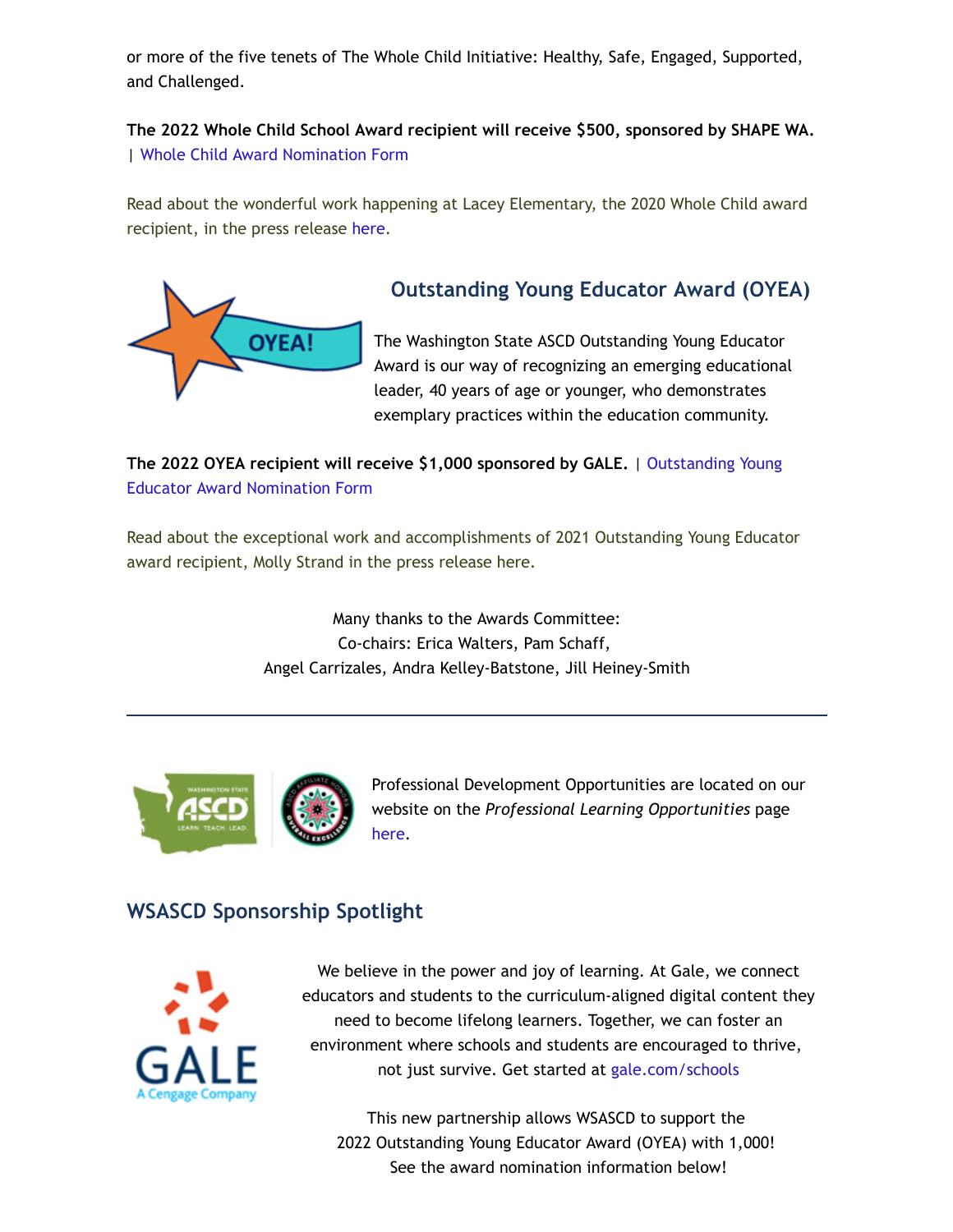or more of the five tenets of The Whole Child Initiative: Healthy, Safe, Engaged, Supported, and Challenged.

**The 2022 Whole Child School Award recipient will receive $500, sponsored by SHAPE WA.** | Whole Child Award Nomination Form

Read about the wonderful work happening at Lacey Elementary, the 2020 Whole Child award recipient, in the press release here.

## Outstanding Young Educator Award (OYEA)

The Washington State ASCD Outstanding Young Educator Award is our way of recognizing an emerging educational leader, 40 years of age or younger, who demonstrates exemplary practices within the education community.

**The 2022 OYEA recipient will receive $1,000 sponsored by GALE.** | Outstanding Young Educator Award Nomination Form

Read about the exceptional work and accomplishments of 2021 Outstanding Young Educator award recipient, Molly Strand in the press release here.

Many thanks to the Awards Committee:
Co-chairs: Erica Walters, Pam Schaff,
Angel Carrizales, Andra Kelley-Batstone, Jill Heiney-Smith

---

Professional Development Opportunities are located on our website on the *Professional Learning Opportunities* page here.

## WSASCD Sponsorship Spotlight

We believe in the power and joy of learning. At Gale, we connect educators and students to the curriculum-aligned digital content they need to become lifelong learners. Together, we can foster an environment where schools and students are encouraged to thrive, not just survive. Get started at gale.com/schools

This new partnership allows WSASCD to support the 2022 Outstanding Young Educator Award (OYEA) with 1,000! See the award nomination information below!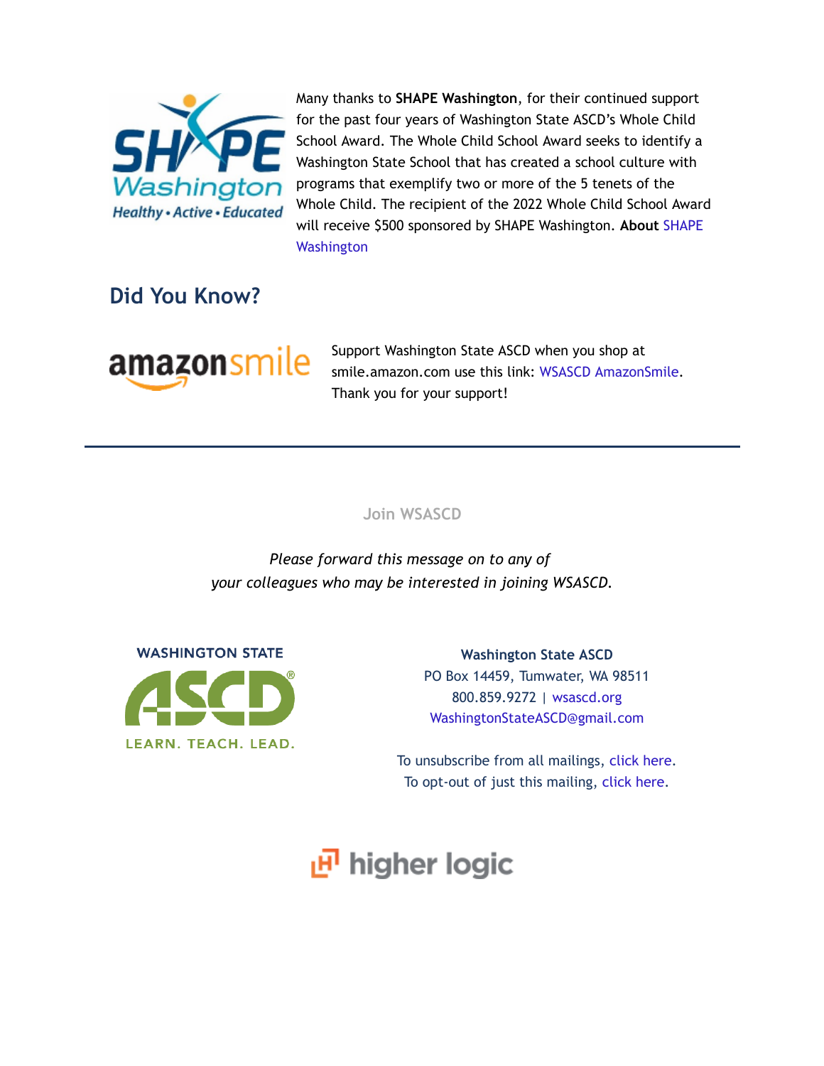Many thanks to **SHAPE Washington**, for their continued support for the past four years of Washington State ASCD's Whole Child School Award. The Whole Child School Award seeks to identify a Washington State School that has created a school culture with programs that exemplify two or more of the 5 tenets of the Whole Child. The recipient of the 2022 Whole Child School Award will receive $500 sponsored by SHAPE Washington. **About** SHAPE Washington

## Did You Know?

Support Washington State ASCD when you shop at smile.amazon.com use this link: WSASCD AmazonSmile. Thank you for your support!

---

Join WSASCD

*Please forward this message on to any of your colleagues who may be interested in joining WSASCD.*

**Washington State ASCD**
PO Box 14459, Tumwater, WA 98511
800.859.9272 | wsascd.org
WashingtonStateASCD@gmail.com

To unsubscribe from all mailings, click here.
To opt-out of just this mailing, click here.